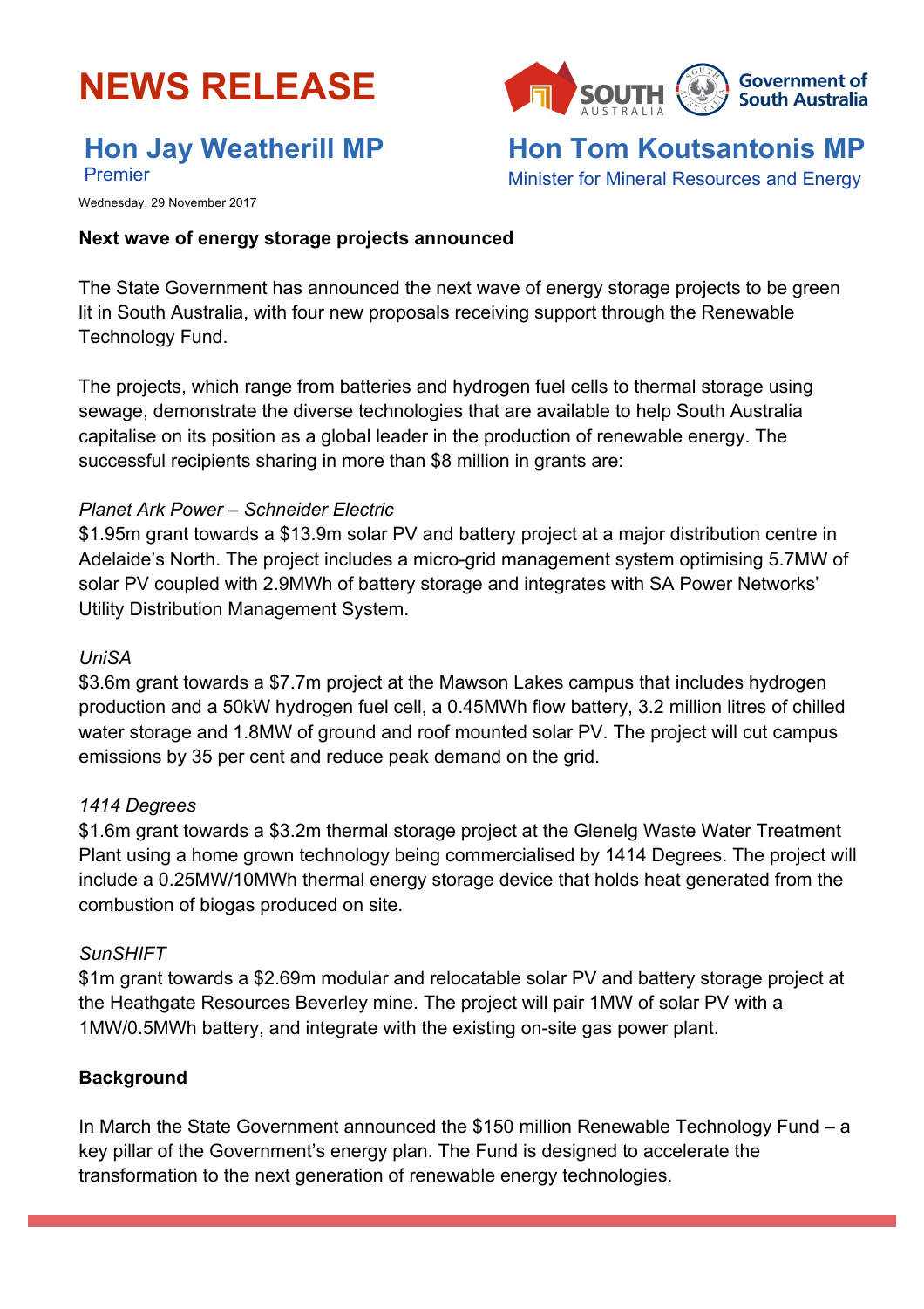# NEWS RELEASE

Government of South Australia

## Hon Jay Weatherill MP

Premier

## Hon Tom Koutsantonis MP

Minister for Mineral Resources and Energy

Wednesday, 29 November 2017

**Next wave of energy storage projects announced**

The State Government has announced the next wave of energy storage projects to be green lit in South Australia, with four new proposals receiving support through the Renewable Technology Fund.

The projects, which range from batteries and hydrogen fuel cells to thermal storage using sewage, demonstrate the diverse technologies that are available to help South Australia capitalise on its position as a global leader in the production of renewable energy. The successful recipients sharing in more than $8 million in grants are:

*Planet Ark Power – Schneider Electric*
$1.95m grant towards a $13.9m solar PV and battery project at a major distribution centre in Adelaide's North. The project includes a micro-grid management system optimising 5.7MW of solar PV coupled with 2.9MWh of battery storage and integrates with SA Power Networks' Utility Distribution Management System.

*UniSA*
$3.6m grant towards a $7.7m project at the Mawson Lakes campus that includes hydrogen production and a 50kW hydrogen fuel cell, a 0.45MWh flow battery, 3.2 million litres of chilled water storage and 1.8MW of ground and roof mounted solar PV. The project will cut campus emissions by 35 per cent and reduce peak demand on the grid.

*1414 Degrees*
$1.6m grant towards a $3.2m thermal storage project at the Glenelg Waste Water Treatment Plant using a home grown technology being commercialised by 1414 Degrees. The project will include a 0.25MW/10MWh thermal energy storage device that holds heat generated from the combustion of biogas produced on site.

*SunSHIFT*
$1m grant towards a $2.69m modular and relocatable solar PV and battery storage project at the Heathgate Resources Beverley mine. The project will pair 1MW of solar PV with a 1MW/0.5MWh battery, and integrate with the existing on-site gas power plant.

**Background**

In March the State Government announced the $150 million Renewable Technology Fund – a key pillar of the Government's energy plan. The Fund is designed to accelerate the transformation to the next generation of renewable energy technologies.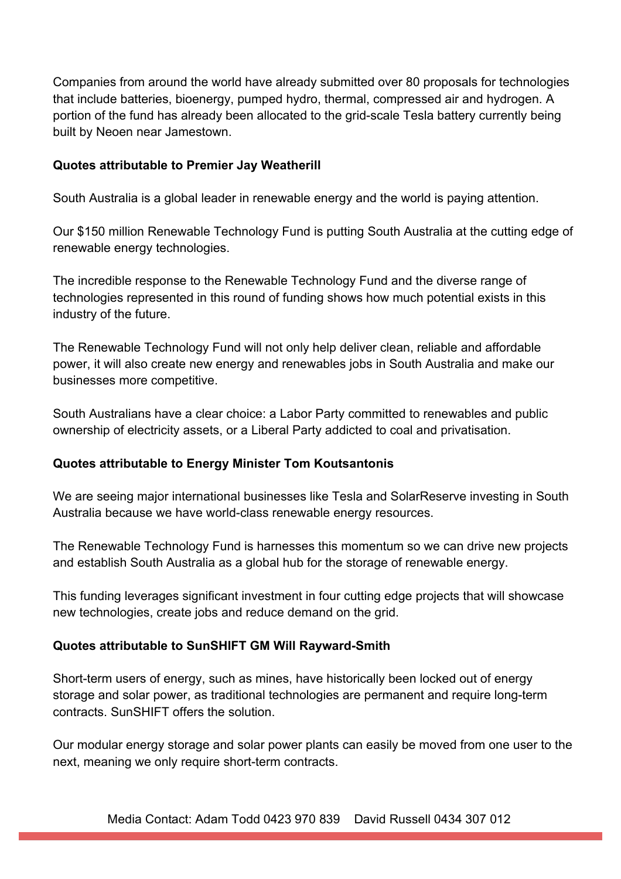Companies from around the world have already submitted over 80 proposals for technologies that include batteries, bioenergy, pumped hydro, thermal, compressed air and hydrogen. A portion of the fund has already been allocated to the grid-scale Tesla battery currently being built by Neoen near Jamestown.

**Quotes attributable to Premier Jay Weatherill**

South Australia is a global leader in renewable energy and the world is paying attention.

Our $150 million Renewable Technology Fund is putting South Australia at the cutting edge of renewable energy technologies.

The incredible response to the Renewable Technology Fund and the diverse range of technologies represented in this round of funding shows how much potential exists in this industry of the future.

The Renewable Technology Fund will not only help deliver clean, reliable and affordable power, it will also create new energy and renewables jobs in South Australia and make our businesses more competitive.

South Australians have a clear choice: a Labor Party committed to renewables and public ownership of electricity assets, or a Liberal Party addicted to coal and privatisation.

**Quotes attributable to Energy Minister Tom Koutsantonis**

We are seeing major international businesses like Tesla and SolarReserve investing in South Australia because we have world-class renewable energy resources.

The Renewable Technology Fund is harnesses this momentum so we can drive new projects and establish South Australia as a global hub for the storage of renewable energy.

This funding leverages significant investment in four cutting edge projects that will showcase new technologies, create jobs and reduce demand on the grid.

**Quotes attributable to SunSHIFT GM Will Rayward-Smith**

Short-term users of energy, such as mines, have historically been locked out of energy storage and solar power, as traditional technologies are permanent and require long-term contracts. SunSHIFT offers the solution.

Our modular energy storage and solar power plants can easily be moved from one user to the next, meaning we only require short-term contracts.

Media Contact: Adam Todd 0423 970 839    David Russell 0434 307 012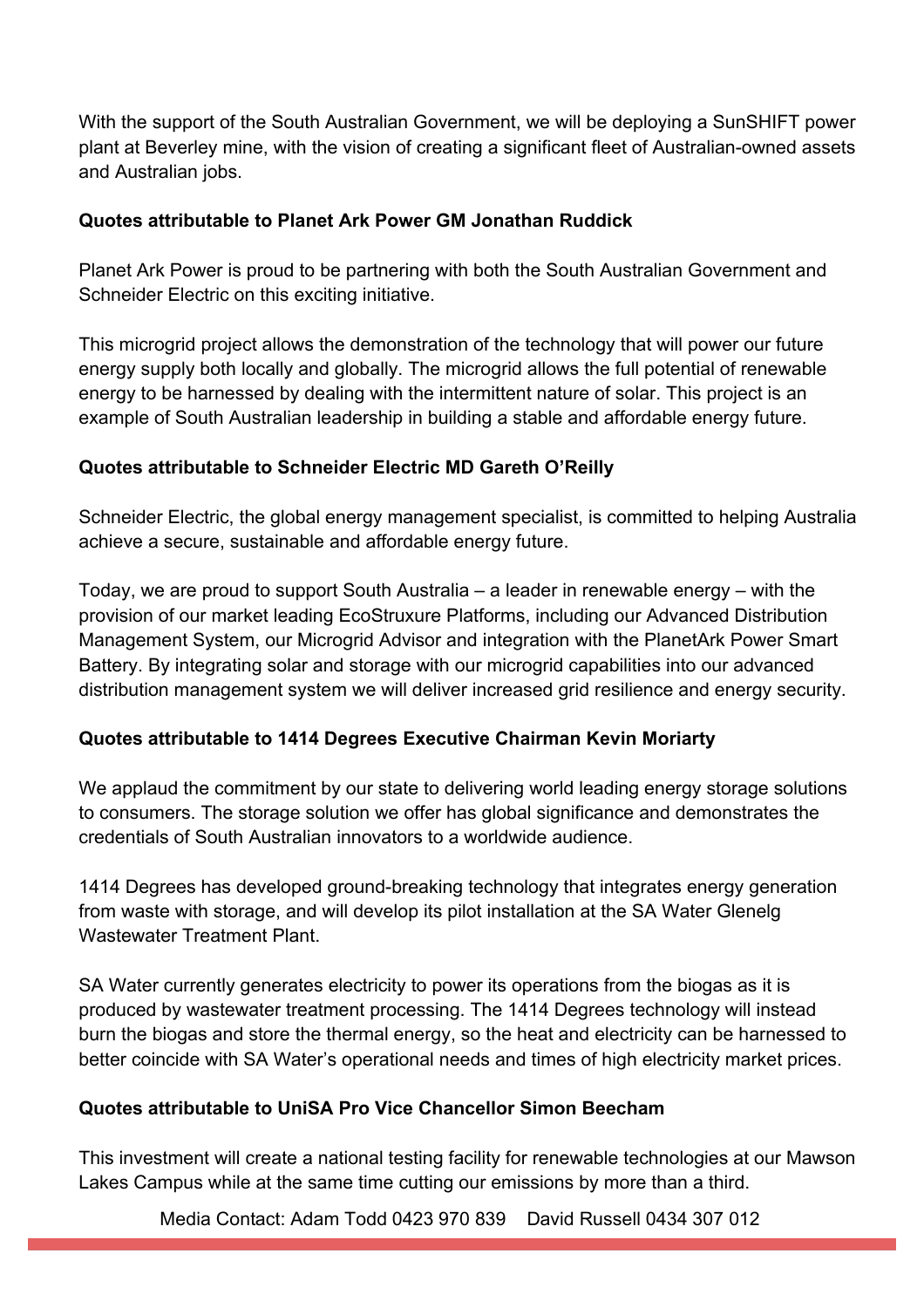With the support of the South Australian Government, we will be deploying a SunSHIFT power plant at Beverley mine, with the vision of creating a significant fleet of Australian-owned assets and Australian jobs.

**Quotes attributable to Planet Ark Power GM Jonathan Ruddick**

Planet Ark Power is proud to be partnering with both the South Australian Government and Schneider Electric on this exciting initiative.

This microgrid project allows the demonstration of the technology that will power our future energy supply both locally and globally. The microgrid allows the full potential of renewable energy to be harnessed by dealing with the intermittent nature of solar. This project is an example of South Australian leadership in building a stable and affordable energy future.

**Quotes attributable to Schneider Electric MD Gareth O'Reilly**

Schneider Electric, the global energy management specialist, is committed to helping Australia achieve a secure, sustainable and affordable energy future.

Today, we are proud to support South Australia – a leader in renewable energy – with the provision of our market leading EcoStruxure Platforms, including our Advanced Distribution Management System, our Microgrid Advisor and integration with the PlanetArk Power Smart Battery. By integrating solar and storage with our microgrid capabilities into our advanced distribution management system we will deliver increased grid resilience and energy security.

**Quotes attributable to 1414 Degrees Executive Chairman Kevin Moriarty**

We applaud the commitment by our state to delivering world leading energy storage solutions to consumers. The storage solution we offer has global significance and demonstrates the credentials of South Australian innovators to a worldwide audience.

1414 Degrees has developed ground-breaking technology that integrates energy generation from waste with storage, and will develop its pilot installation at the SA Water Glenelg Wastewater Treatment Plant.

SA Water currently generates electricity to power its operations from the biogas as it is produced by wastewater treatment processing. The 1414 Degrees technology will instead burn the biogas and store the thermal energy, so the heat and electricity can be harnessed to better coincide with SA Water's operational needs and times of high electricity market prices.

**Quotes attributable to UniSA Pro Vice Chancellor Simon Beecham**

This investment will create a national testing facility for renewable technologies at our Mawson Lakes Campus while at the same time cutting our emissions by more than a third.

Media Contact: Adam Todd 0423 970 839 David Russell 0434 307 012